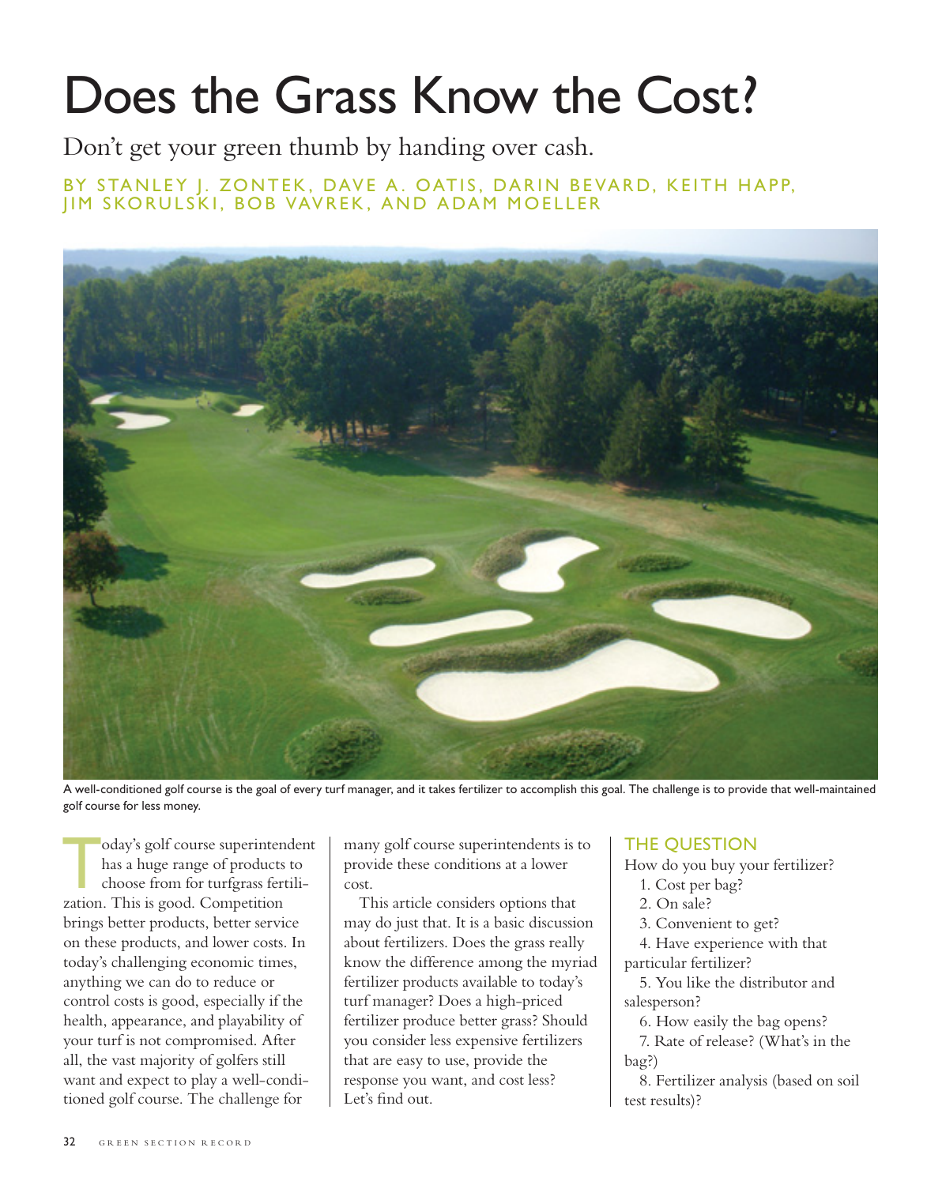# Does the Grass Know the Cost?

Don't get your green thumb by handing over cash.

BY STANLEY J. ZONTEK, DAVE A. OATIS, DARIN BEVARD, KEITH HAPP, JIM SKORULSKI, BOB VAVREK, AND ADAM MOELLER

A well-conditioned golf course is the goal of every turf manager, and it takes fertilizer to accomplish this goal. The challenge is to provide that well-maintained golf course for less money.

Today's golf course superintendent has a huge range of products to choose from for turfgrass fertilization. This is good. Competition brings better products, better service on these products, and lower costs. In today's challenging economic times, anything we can do to reduce or control costs is good, especially if the health, appearance, and playability of your turf is not compromised. After all, the vast majority of golfers still want and expect to play a well-conditioned golf course. The challenge for many golf course superintendents is to provide these conditions at a lower cost.

This article considers options that may do just that. It is a basic discussion about fertilizers. Does the grass really know the difference among the myriad fertilizer products available to today's turf manager? Does a high-priced fertilizer produce better grass? Should you consider less expensive fertilizers that are easy to use, provide the response you want, and cost less? Let's find out.

## THE QUESTION

How do you buy your fertilizer?

1. Cost per bag?
2. On sale?
3. Convenient to get?
4. Have experience with that particular fertilizer?
5. You like the distributor and salesperson?
6. How easily the bag opens?
7. Rate of release? (What's in the bag?)
8. Fertilizer analysis (based on soil test results)?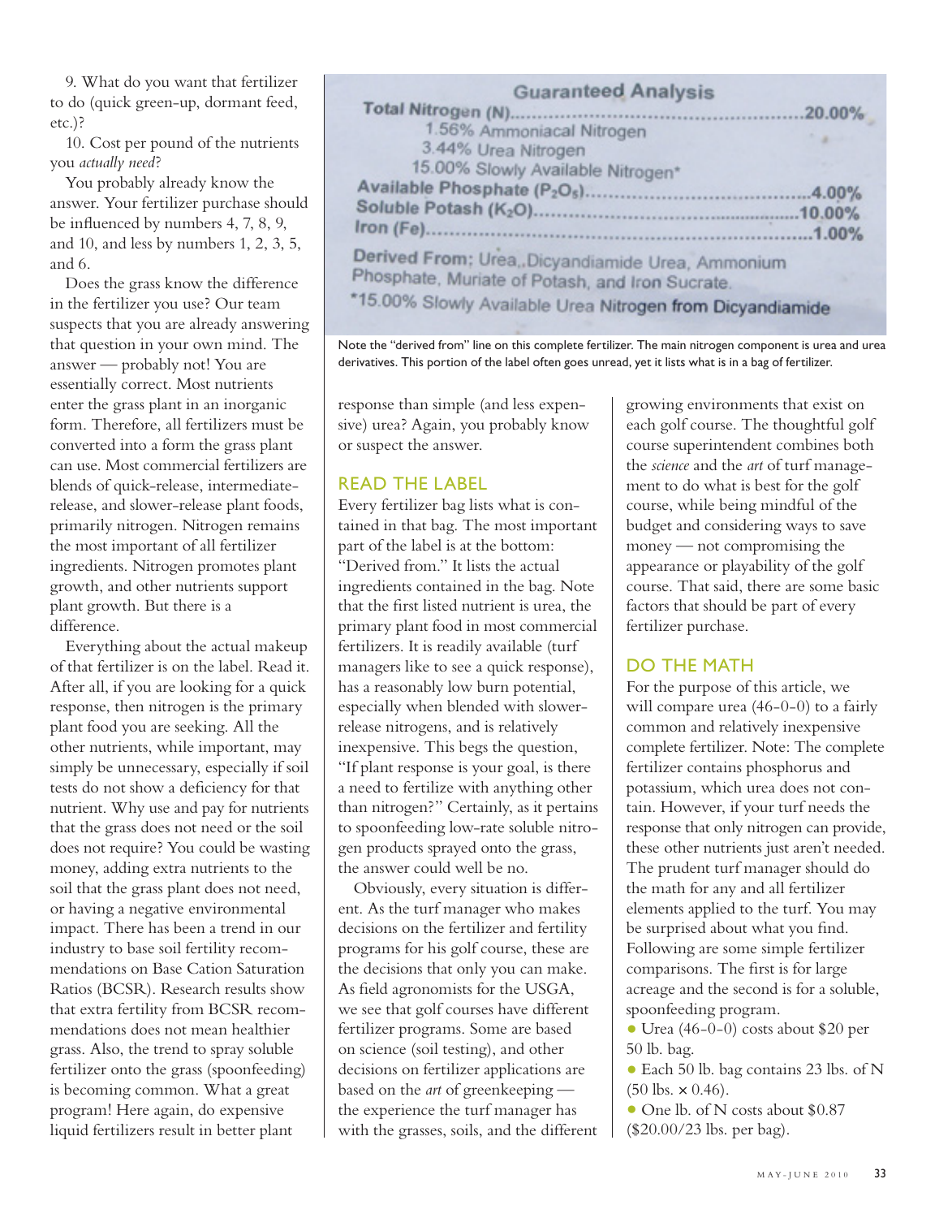9. What do you want that fertilizer to do (quick green-up, dormant feed, etc.)?

10. Cost per pound of the nutrients you *actually need*?

You probably already know the answer. Your fertilizer purchase should be influenced by numbers 4, 7, 8, 9, and 10, and less by numbers 1, 2, 3, 5, and 6.

Does the grass know the difference in the fertilizer you use? Our team suspects that you are already answering that question in your own mind. The answer — probably not! You are essentially correct. Most nutrients enter the grass plant in an inorganic form. Therefore, all fertilizers must be converted into a form the grass plant can use. Most commercial fertilizers are blends of quick-release, intermediate-release, and slower-release plant foods, primarily nitrogen. Nitrogen remains the most important of all fertilizer ingredients. Nitrogen promotes plant growth, and other nutrients support plant growth. But there is a difference.

Everything about the actual makeup of that fertilizer is on the label. Read it. After all, if you are looking for a quick response, then nitrogen is the primary plant food you are seeking. All the other nutrients, while important, may simply be unnecessary, especially if soil tests do not show a deficiency for that nutrient. Why use and pay for nutrients that the grass does not need or the soil does not require? You could be wasting money, adding extra nutrients to the soil that the grass plant does not need, or having a negative environmental impact. There has been a trend in our industry to base soil fertility recommendations on Base Cation Saturation Ratios (BCSR). Research results show that extra fertility from BCSR recommendations does not mean healthier grass. Also, the trend to spray soluble fertilizer onto the grass (spoonfeeding) is becoming common. What a great program! Here again, do expensive liquid fertilizers result in better plant response than simple (and less expensive) urea? Again, you probably know or suspect the answer.

**Guaranteed Analysis**

| | |
|---|---|
| Total Nitrogen (N) | 20.00% |
| 1.56% Ammoniacal Nitrogen | |
| 3.44% Urea Nitrogen | |
| 15.00% Slowly Available Nitrogen* | |
| Available Phosphate ($P_2O_5$) | 4.00% |
| Soluble Potash ($K_2O$) | 10.00% |
| Iron (Fe) | 1.00% |

Derived From: Urea, Dicyandiamide Urea, Ammonium Phosphate, Muriate of Potash, and Iron Sucrate.

*15.00% Slowly Available Urea Nitrogen from Dicyandiamide

Note the "derived from" line on this complete fertilizer. The main nitrogen component is urea and urea derivatives. This portion of the label often goes unread, yet it lists what is in a bag of fertilizer.

## READ THE LABEL

Every fertilizer bag lists what is contained in that bag. The most important part of the label is at the bottom: "Derived from." It lists the actual ingredients contained in the bag. Note that the first listed nutrient is urea, the primary plant food in most commercial fertilizers. It is readily available (turf managers like to see a quick response), has a reasonably low burn potential, especially when blended with slower-release nitrogens, and is relatively inexpensive. This begs the question, "If plant response is your goal, is there a need to fertilize with anything other than nitrogen?" Certainly, as it pertains to spoonfeeding low-rate soluble nitrogen products sprayed onto the grass, the answer could well be no.

Obviously, every situation is different. As the turf manager who makes decisions on the fertilizer and fertility programs for his golf course, these are the decisions that only you can make. As field agronomists for the USGA, we see that golf courses have different fertilizer programs. Some are based on science (soil testing), and other decisions on fertilizer applications are based on the *art* of greenkeeping — the experience the turf manager has with the grasses, soils, and the different growing environments that exist on each golf course. The thoughtful golf course superintendent combines both the *science* and the *art* of turf management to do what is best for the golf course, while being mindful of the budget and considering ways to save money — not compromising the appearance or playability of the golf course. That said, there are some basic factors that should be part of every fertilizer purchase.

## DO THE MATH

For the purpose of this article, we will compare urea (46-0-0) to a fairly common and relatively inexpensive complete fertilizer. Note: The complete fertilizer contains phosphorus and potassium, which urea does not contain. However, if your turf needs the response that only nitrogen can provide, these other nutrients just aren't needed. The prudent turf manager should do the math for any and all fertilizer elements applied to the turf. You may be surprised about what you find. Following are some simple fertilizer comparisons. The first is for large acreage and the second is for a soluble, spoonfeeding program.

- Urea (46-0-0) costs about $20 per 50 lb. bag.
- Each 50 lb. bag contains 23 lbs. of N (50 lbs. × 0.46).
- One lb. of N costs about $0.87 ($20.00/23 lbs. per bag).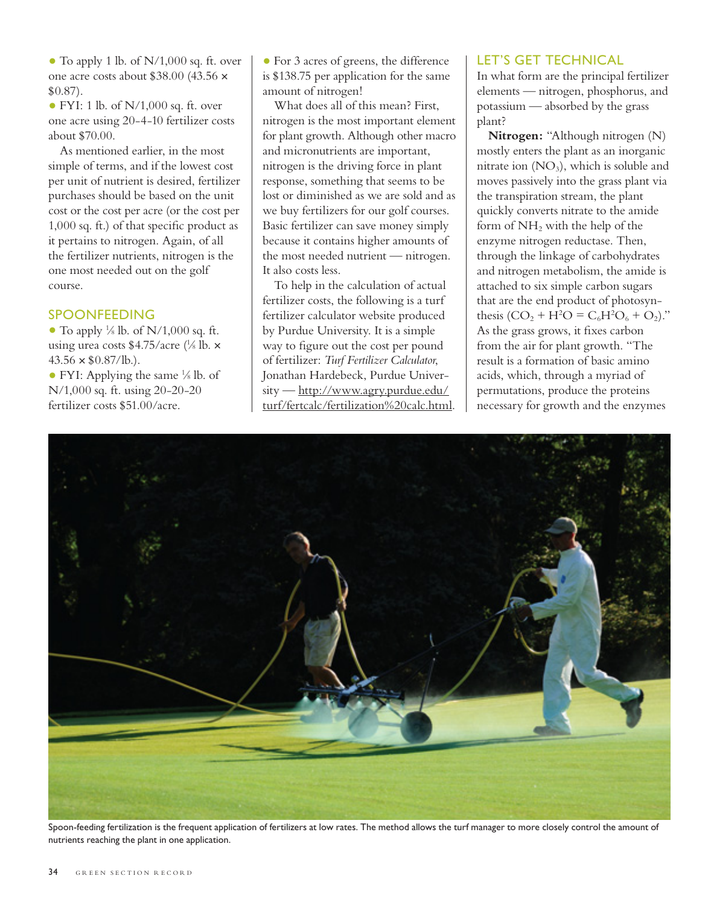- To apply 1 lb. of N/1,000 sq. ft. over one acre costs about $38.00 (43.56 × $0.87).
- FYI: 1 lb. of N/1,000 sq. ft. over one acre using 20-4-10 fertilizer costs about $70.00.

As mentioned earlier, in the most simple of terms, and if the lowest cost per unit of nutrient is desired, fertilizer purchases should be based on the unit cost or the cost per acre (or the cost per 1,000 sq. ft.) of that specific product as it pertains to nitrogen. Again, of all the fertilizer nutrients, nitrogen is the one most needed out on the golf course.

## SPOONFEEDING

- To apply ⅛ lb. of N/1,000 sq. ft. using urea costs $4.75/acre (⅛ lb. × 43.56 × $0.87/lb.).
- FYI: Applying the same ⅛ lb. of N/1,000 sq. ft. using 20-20-20 fertilizer costs $51.00/acre.
- For 3 acres of greens, the difference is $138.75 per application for the same amount of nitrogen!

What does all of this mean? First, nitrogen is the most important element for plant growth. Although other macro and micronutrients are important, nitrogen is the driving force in plant response, something that seems to be lost or diminished as we are sold and as we buy fertilizers for our golf courses. Basic fertilizer can save money simply because it contains higher amounts of the most needed nutrient — nitrogen. It also costs less.

To help in the calculation of actual fertilizer costs, the following is a turf fertilizer calculator website produced by Purdue University. It is a simple way to figure out the cost per pound of fertilizer: *Turf Fertilizer Calculator*, Jonathan Hardebeck, Purdue University — http://www.agry.purdue.edu/turf/fertcalc/fertilization%20calc.html.

## LET'S GET TECHNICAL

In what form are the principal fertilizer elements — nitrogen, phosphorus, and potassium — absorbed by the grass plant?

**Nitrogen:** "Although nitrogen (N) mostly enters the plant as an inorganic nitrate ion ($NO_3$), which is soluble and moves passively into the grass plant via the transpiration stream, the plant quickly converts nitrate to the amide form of $NH_2$ with the help of the enzyme nitrogen reductase. Then, through the linkage of carbohydrates and nitrogen metabolism, the amide is attached to six simple carbon sugars that are the end product of photosynthesis ($CO_2 + H^2O = C_6H^2O_6 + O_2$)." As the grass grows, it fixes carbon from the air for plant growth. "The result is a formation of basic amino acids, which, through a myriad of permutations, produce the proteins necessary for growth and the enzymes

Spoon-feeding fertilization is the frequent application of fertilizers at low rates. The method allows the turf manager to more closely control the amount of nutrients reaching the plant in one application.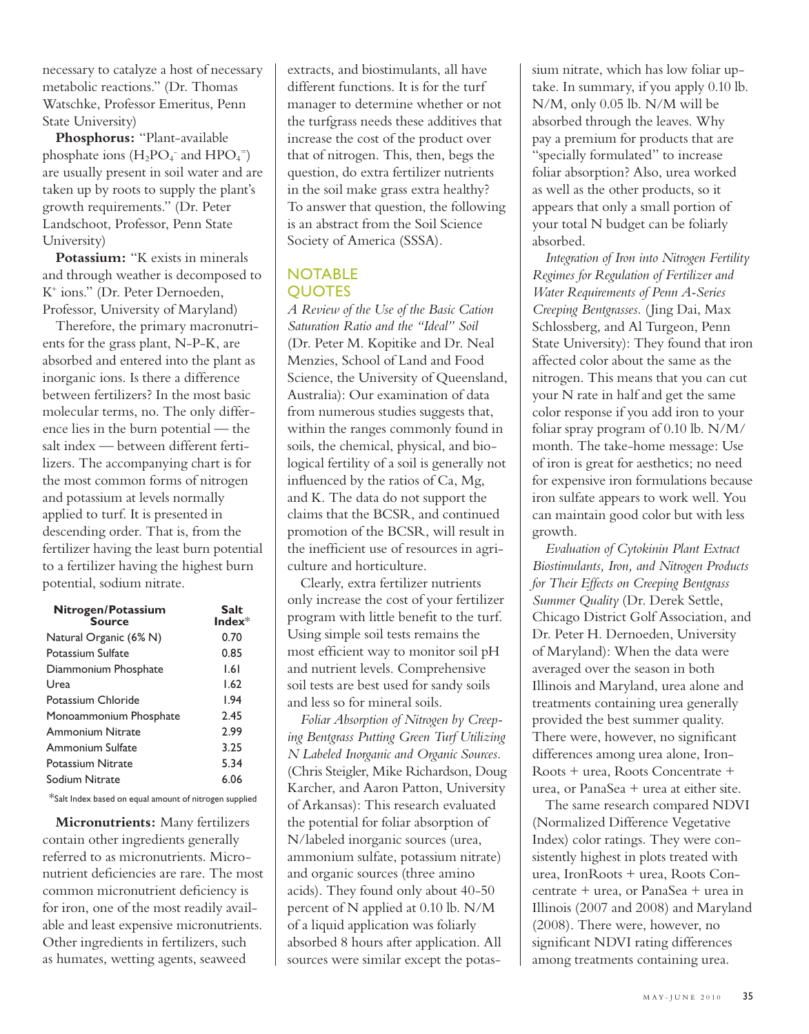necessary to catalyze a host of necessary metabolic reactions." (Dr. Thomas Watschke, Professor Emeritus, Penn State University)

**Phosphorus:** "Plant-available phosphate ions ($H_2PO_4^-$ and $HPO_4^=$) are usually present in soil water and are taken up by roots to supply the plant's growth requirements." (Dr. Peter Landschoot, Professor, Penn State University)

**Potassium:** "K exists in minerals and through weather is decomposed to $K^+$ ions." (Dr. Peter Dernoeden, Professor, University of Maryland)

Therefore, the primary macronutrients for the grass plant, N-P-K, are absorbed and entered into the plant as inorganic ions. Is there a difference between fertilizers? In the most basic molecular terms, no. The only difference lies in the burn potential — the salt index — between different fertilizers. The accompanying chart is for the most common forms of nitrogen and potassium at levels normally applied to turf. It is presented in descending order. That is, from the fertilizer having the least burn potential to a fertilizer having the highest burn potential, sodium nitrate.

| Nitrogen/Potassium Source | Salt Index* |
|---|---|
| Natural Organic (6% N) | 0.70 |
| Potassium Sulfate | 0.85 |
| Diammonium Phosphate | 1.61 |
| Urea | 1.62 |
| Potassium Chloride | 1.94 |
| Monoammonium Phosphate | 2.45 |
| Ammonium Nitrate | 2.99 |
| Ammonium Sulfate | 3.25 |
| Potassium Nitrate | 5.34 |
| Sodium Nitrate | 6.06 |

*Salt Index based on equal amount of nitrogen supplied

**Micronutrients:** Many fertilizers contain other ingredients generally referred to as micronutrients. Micronutrient deficiencies are rare. The most common micronutrient deficiency is for iron, one of the most readily available and least expensive micronutrients. Other ingredients in fertilizers, such as humates, wetting agents, seaweed extracts, and biostimulants, all have different functions. It is for the turf manager to determine whether or not the turfgrass needs these additives that increase the cost of the product over that of nitrogen. This, then, begs the question, do extra fertilizer nutrients in the soil make grass extra healthy? To answer that question, the following is an abstract from the Soil Science Society of America (SSSA).

## NOTABLE QUOTES

*A Review of the Use of the Basic Cation Saturation Ratio and the "Ideal" Soil* (Dr. Peter M. Kopitike and Dr. Neal Menzies, School of Land and Food Science, the University of Queensland, Australia): Our examination of data from numerous studies suggests that, within the ranges commonly found in soils, the chemical, physical, and biological fertility of a soil is generally not influenced by the ratios of Ca, Mg, and K. The data do not support the claims that the BCSR, and continued promotion of the BCSR, will result in the inefficient use of resources in agriculture and horticulture.

Clearly, extra fertilizer nutrients only increase the cost of your fertilizer program with little benefit to the turf. Using simple soil tests remains the most efficient way to monitor soil pH and nutrient levels. Comprehensive soil tests are best used for sandy soils and less so for mineral soils.

*Foliar Absorption of Nitrogen by Creeping Bentgrass Putting Green Turf Utilizing N Labeled Inorganic and Organic Sources.* (Chris Steigler, Mike Richardson, Doug Karcher, and Aaron Patton, University of Arkansas): This research evaluated the potential for foliar absorption of N/labeled inorganic sources (urea, ammonium sulfate, potassium nitrate) and organic sources (three amino acids). They found only about 40-50 percent of N applied at 0.10 lb. N/M of a liquid application was foliarly absorbed 8 hours after application. All sources were similar except the potassium nitrate, which has low foliar uptake. In summary, if you apply 0.10 lb. N/M, only 0.05 lb. N/M will be absorbed through the leaves. Why pay a premium for products that are "specially formulated" to increase foliar absorption? Also, urea worked as well as the other products, so it appears that only a small portion of your total N budget can be foliarly absorbed.

*Integration of Iron into Nitrogen Fertility Regimes for Regulation of Fertilizer and Water Requirements of Penn A-Series Creeping Bentgrasses.* (Jing Dai, Max Schlossberg, and Al Turgeon, Penn State University): They found that iron affected color about the same as the nitrogen. This means that you can cut your N rate in half and get the same color response if you add iron to your foliar spray program of 0.10 lb. N/M/month. The take-home message: Use of iron is great for aesthetics; no need for expensive iron formulations because iron sulfate appears to work well. You can maintain good color but with less growth.

*Evaluation of Cytokinin Plant Extract Biostimulants, Iron, and Nitrogen Products for Their Effects on Creeping Bentgrass Summer Quality* (Dr. Derek Settle, Chicago District Golf Association, and Dr. Peter H. Dernoeden, University of Maryland): When the data were averaged over the season in both Illinois and Maryland, urea alone and treatments containing urea generally provided the best summer quality. There were, however, no significant differences among urea alone, Iron-Roots + urea, Roots Concentrate + urea, or PanaSea + urea at either site.

The same research compared NDVI (Normalized Difference Vegetative Index) color ratings. They were consistently highest in plots treated with urea, IronRoots + urea, Roots Concentrate + urea, or PanaSea + urea in Illinois (2007 and 2008) and Maryland (2008). There were, however, no significant NDVI rating differences among treatments containing urea.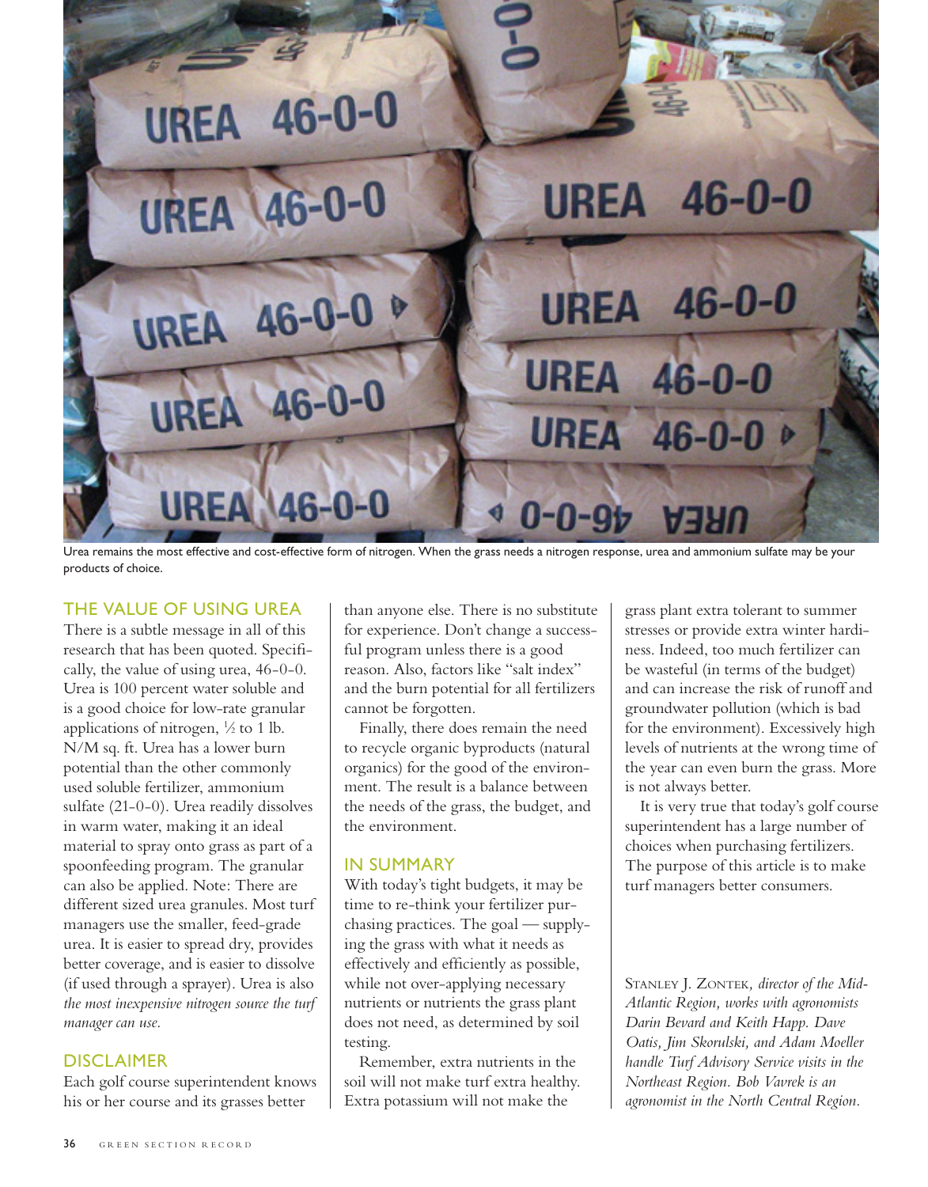Urea remains the most effective and cost-effective form of nitrogen. When the grass needs a nitrogen response, urea and ammonium sulfate may be your products of choice.

## THE VALUE OF USING UREA

There is a subtle message in all of this research that has been quoted. Specifically, the value of using urea, 46-0-0. Urea is 100 percent water soluble and is a good choice for low-rate granular applications of nitrogen, ½ to 1 lb. N/M sq. ft. Urea has a lower burn potential than the other commonly used soluble fertilizer, ammonium sulfate (21-0-0). Urea readily dissolves in warm water, making it an ideal material to spray onto grass as part of a spoonfeeding program. The granular can also be applied. Note: There are different sized urea granules. Most turf managers use the smaller, feed-grade urea. It is easier to spread dry, provides better coverage, and is easier to dissolve (if used through a sprayer). Urea is also *the most inexpensive nitrogen source the turf manager can use.*

## DISCLAIMER

Each golf course superintendent knows his or her course and its grasses better than anyone else. There is no substitute for experience. Don't change a successful program unless there is a good reason. Also, factors like "salt index" and the burn potential for all fertilizers cannot be forgotten.

Finally, there does remain the need to recycle organic byproducts (natural organics) for the good of the environment. The result is a balance between the needs of the grass, the budget, and the environment.

## IN SUMMARY

With today's tight budgets, it may be time to re-think your fertilizer purchasing practices. The goal — supplying the grass with what it needs as effectively and efficiently as possible, while not over-applying necessary nutrients or nutrients the grass plant does not need, as determined by soil testing.

Remember, extra nutrients in the soil will not make turf extra healthy. Extra potassium will not make the grass plant extra tolerant to summer stresses or provide extra winter hardiness. Indeed, too much fertilizer can be wasteful (in terms of the budget) and can increase the risk of runoff and groundwater pollution (which is bad for the environment). Excessively high levels of nutrients at the wrong time of the year can even burn the grass. More is not always better.

It is very true that today's golf course superintendent has a large number of choices when purchasing fertilizers. The purpose of this article is to make turf managers better consumers.

STANLEY J. ZONTEK, *director of the Mid-Atlantic Region, works with agronomists Darin Bevard and Keith Happ. Dave Oatis, Jim Skorulski, and Adam Moeller handle Turf Advisory Service visits in the Northeast Region. Bob Vavrek is an agronomist in the North Central Region.*